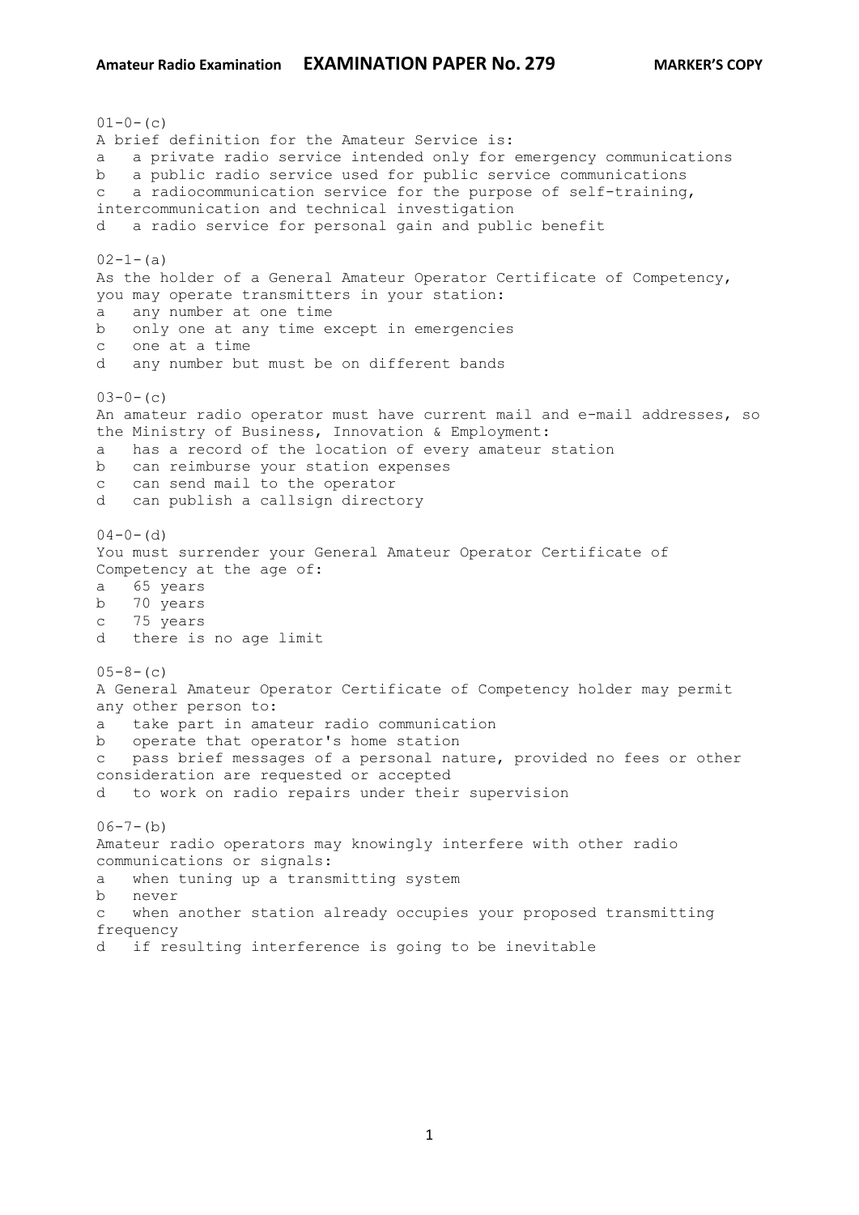**Amateur Radio Examination** **EXAMINATION PAPER No. 279** **MARKER'S COPY**

01-0-(c)
A brief definition for the Amateur Service is:
a a private radio service intended only for emergency communications
b a public radio service used for public service communications
c a radiocommunication service for the purpose of self-training, intercommunication and technical investigation
d a radio service for personal gain and public benefit

02-1-(a)
As the holder of a General Amateur Operator Certificate of Competency, you may operate transmitters in your station:
a any number at one time
b only one at any time except in emergencies
c one at a time
d any number but must be on different bands

03-0-(c)
An amateur radio operator must have current mail and e-mail addresses, so the Ministry of Business, Innovation & Employment:
a has a record of the location of every amateur station
b can reimburse your station expenses
c can send mail to the operator
d can publish a callsign directory

04-0-(d)
You must surrender your General Amateur Operator Certificate of Competency at the age of:
a 65 years
b 70 years
c 75 years
d there is no age limit

05-8-(c)
A General Amateur Operator Certificate of Competency holder may permit any other person to:
a take part in amateur radio communication
b operate that operator's home station
c pass brief messages of a personal nature, provided no fees or other consideration are requested or accepted
d to work on radio repairs under their supervision

06-7-(b)
Amateur radio operators may knowingly interfere with other radio communications or signals:
a when tuning up a transmitting system
b never
c when another station already occupies your proposed transmitting frequency
d if resulting interference is going to be inevitable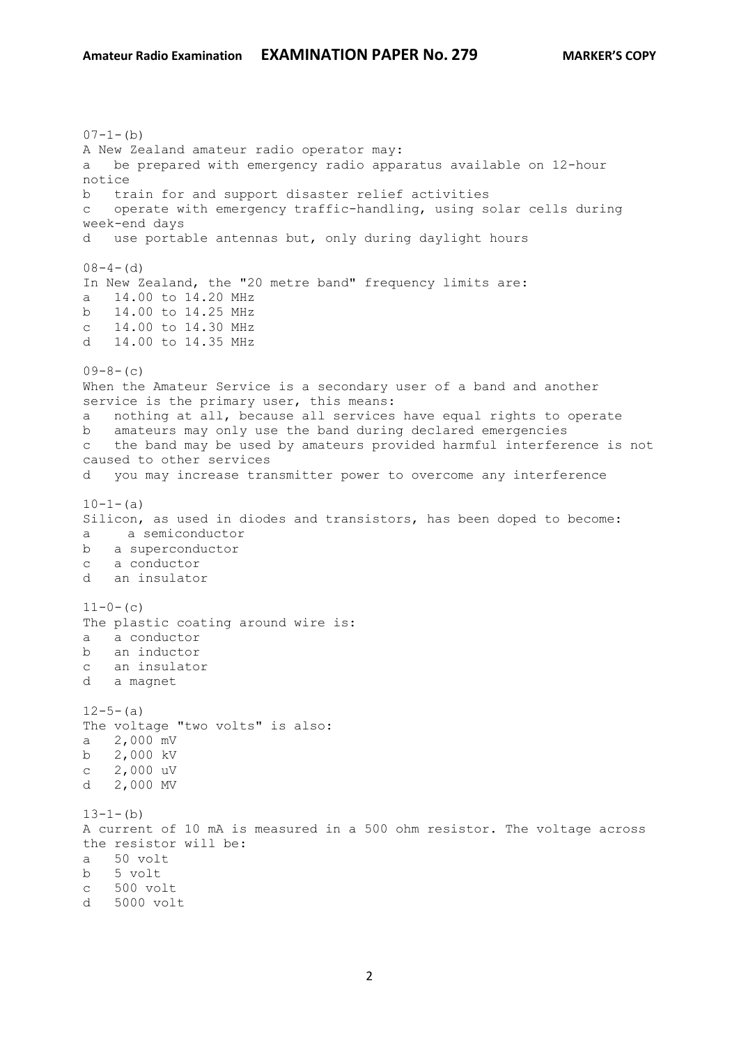07-1-(b)
A New Zealand amateur radio operator may:
a  be prepared with emergency radio apparatus available on 12-hour notice
b  train for and support disaster relief activities
c  operate with emergency traffic-handling, using solar cells during week-end days
d  use portable antennas but, only during daylight hours

08-4-(d)
In New Zealand, the "20 metre band" frequency limits are:
a  14.00 to 14.20 MHz
b  14.00 to 14.25 MHz
c  14.00 to 14.30 MHz
d  14.00 to 14.35 MHz

09-8-(c)
When the Amateur Service is a secondary user of a band and another service is the primary user, this means:
a  nothing at all, because all services have equal rights to operate
b  amateurs may only use the band during declared emergencies
c  the band may be used by amateurs provided harmful interference is not caused to other services
d  you may increase transmitter power to overcome any interference

10-1-(a)
Silicon, as used in diodes and transistors, has been doped to become:
a  a semiconductor
b  a superconductor
c  a conductor
d  an insulator

11-0-(c)
The plastic coating around wire is:
a  a conductor
b  an inductor
c  an insulator
d  a magnet

12-5-(a)
The voltage "two volts" is also:
a  2,000 mV
b  2,000 kV
c  2,000 uV
d  2,000 MV

13-1-(b)
A current of 10 mA is measured in a 500 ohm resistor. The voltage across the resistor will be:
a  50 volt
b  5 volt
c  500 volt
d  5000 volt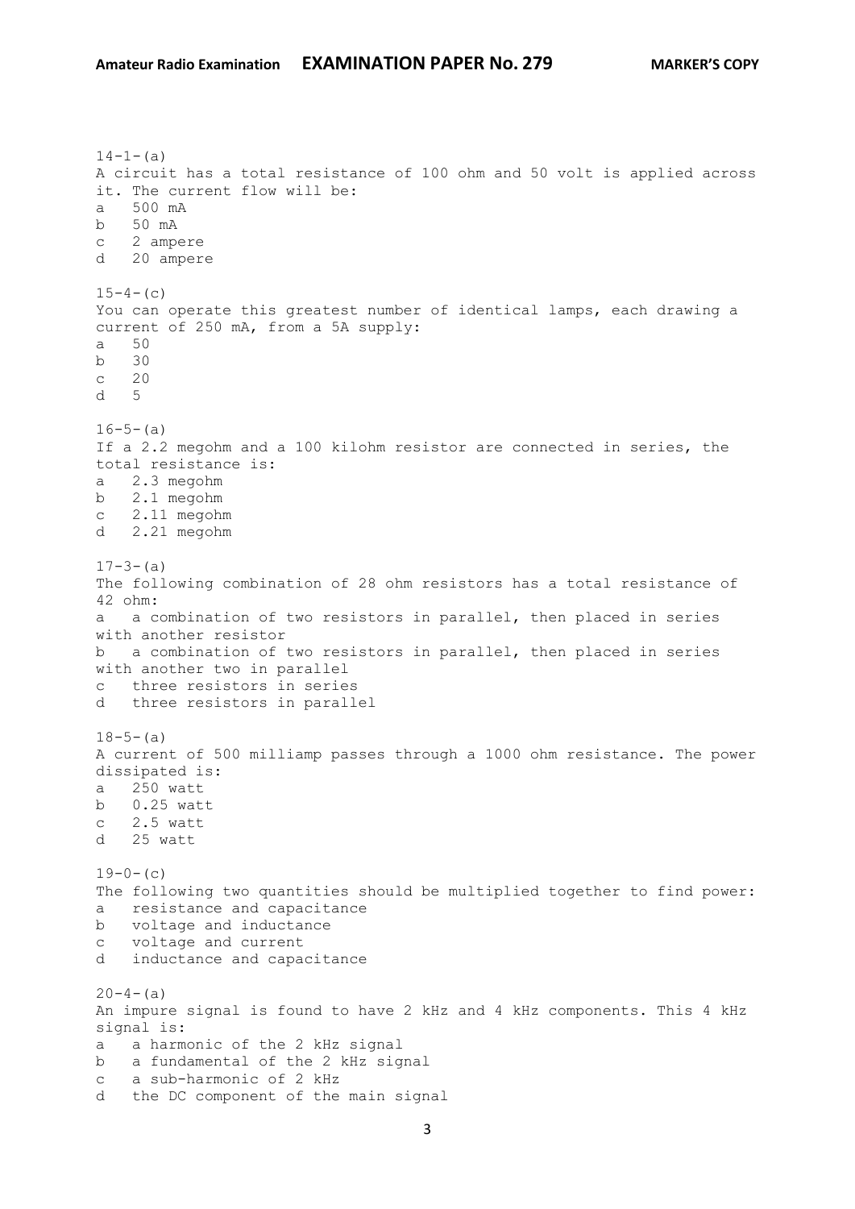14-1-(a)
A circuit has a total resistance of 100 ohm and 50 volt is applied across it. The current flow will be:
a   500 mA
b   50 mA
c   2 ampere
d   20 ampere

15-4-(c)
You can operate this greatest number of identical lamps, each drawing a current of 250 mA, from a 5A supply:
a   50
b   30
c   20
d   5

16-5-(a)
If a 2.2 megohm and a 100 kilohm resistor are connected in series, the total resistance is:
a   2.3 megohm
b   2.1 megohm
c   2.11 megohm
d   2.21 megohm

17-3-(a)
The following combination of 28 ohm resistors has a total resistance of 42 ohm:
a   a combination of two resistors in parallel, then placed in series with another resistor
b   a combination of two resistors in parallel, then placed in series with another two in parallel
c   three resistors in series
d   three resistors in parallel

18-5-(a)
A current of 500 milliamp passes through a 1000 ohm resistance. The power dissipated is:
a   250 watt
b   0.25 watt
c   2.5 watt
d   25 watt

19-0-(c)
The following two quantities should be multiplied together to find power:
a   resistance and capacitance
b   voltage and inductance
c   voltage and current
d   inductance and capacitance

20-4-(a)
An impure signal is found to have 2 kHz and 4 kHz components. This 4 kHz signal is:
a   a harmonic of the 2 kHz signal
b   a fundamental of the 2 kHz signal
c   a sub-harmonic of 2 kHz
d   the DC component of the main signal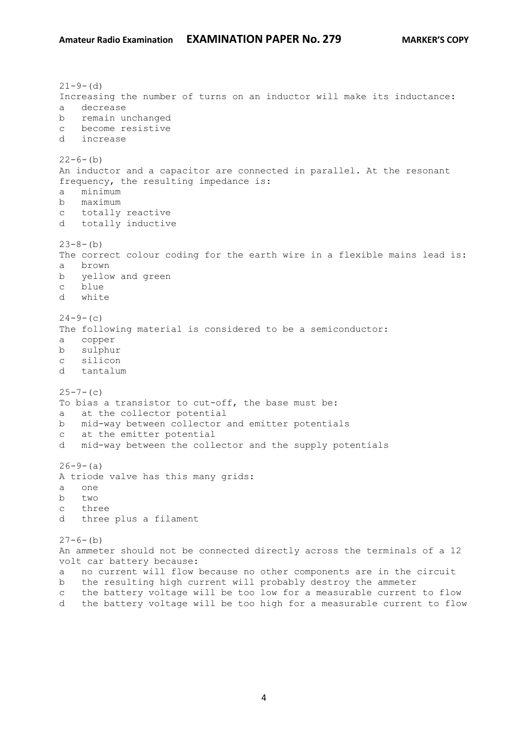21-9-(d)
Increasing the number of turns on an inductor will make its inductance:
a   decrease
b   remain unchanged
c   become resistive
d   increase

22-6-(b)
An inductor and a capacitor are connected in parallel. At the resonant frequency, the resulting impedance is:
a   minimum
b   maximum
c   totally reactive
d   totally inductive

23-8-(b)
The correct colour coding for the earth wire in a flexible mains lead is:
a   brown
b   yellow and green
c   blue
d   white

24-9-(c)
The following material is considered to be a semiconductor:
a   copper
b   sulphur
c   silicon
d   tantalum

25-7-(c)
To bias a transistor to cut-off, the base must be:
a   at the collector potential
b   mid-way between collector and emitter potentials
c   at the emitter potential
d   mid-way between the collector and the supply potentials

26-9-(a)
A triode valve has this many grids:
a   one
b   two
c   three
d   three plus a filament

27-6-(b)
An ammeter should not be connected directly across the terminals of a 12 volt car battery because:
a   no current will flow because no other components are in the circuit
b   the resulting high current will probably destroy the ammeter
c   the battery voltage will be too low for a measurable current to flow
d   the battery voltage will be too high for a measurable current to flow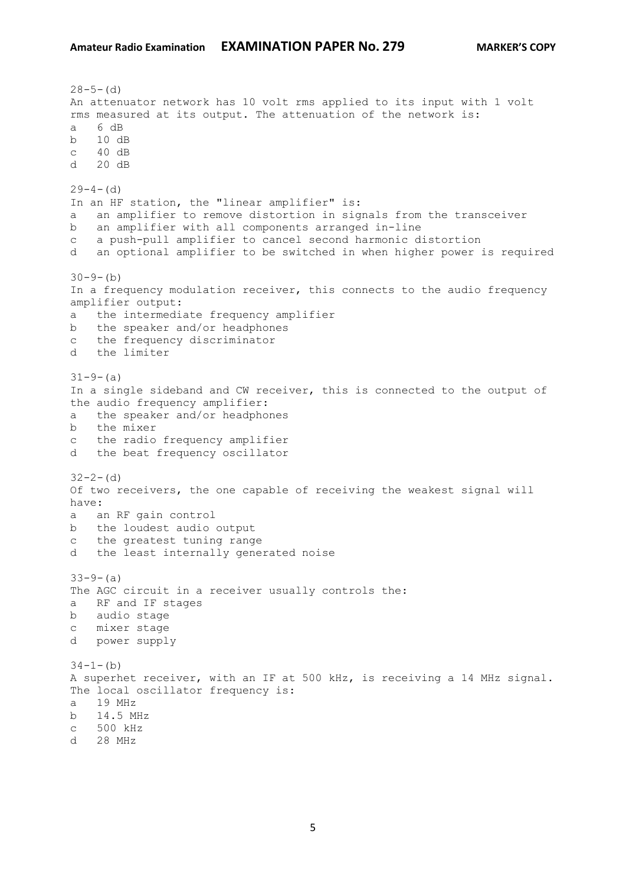28-5-(d)
An attenuator network has 10 volt rms applied to its input with 1 volt rms measured at its output. The attenuation of the network is:
a 6 dB
b 10 dB
c 40 dB
d 20 dB

29-4-(d)
In an HF station, the "linear amplifier" is:
a an amplifier to remove distortion in signals from the transceiver
b an amplifier with all components arranged in-line
c a push-pull amplifier to cancel second harmonic distortion
d an optional amplifier to be switched in when higher power is required

30-9-(b)
In a frequency modulation receiver, this connects to the audio frequency amplifier output:
a the intermediate frequency amplifier
b the speaker and/or headphones
c the frequency discriminator
d the limiter

31-9-(a)
In a single sideband and CW receiver, this is connected to the output of the audio frequency amplifier:
a the speaker and/or headphones
b the mixer
c the radio frequency amplifier
d the beat frequency oscillator

32-2-(d)
Of two receivers, the one capable of receiving the weakest signal will have:
a an RF gain control
b the loudest audio output
c the greatest tuning range
d the least internally generated noise

33-9-(a)
The AGC circuit in a receiver usually controls the:
a RF and IF stages
b audio stage
c mixer stage
d power supply

34-1-(b)
A superhet receiver, with an IF at 500 kHz, is receiving a 14 MHz signal. The local oscillator frequency is:
a 19 MHz
b 14.5 MHz
c 500 kHz
d 28 MHz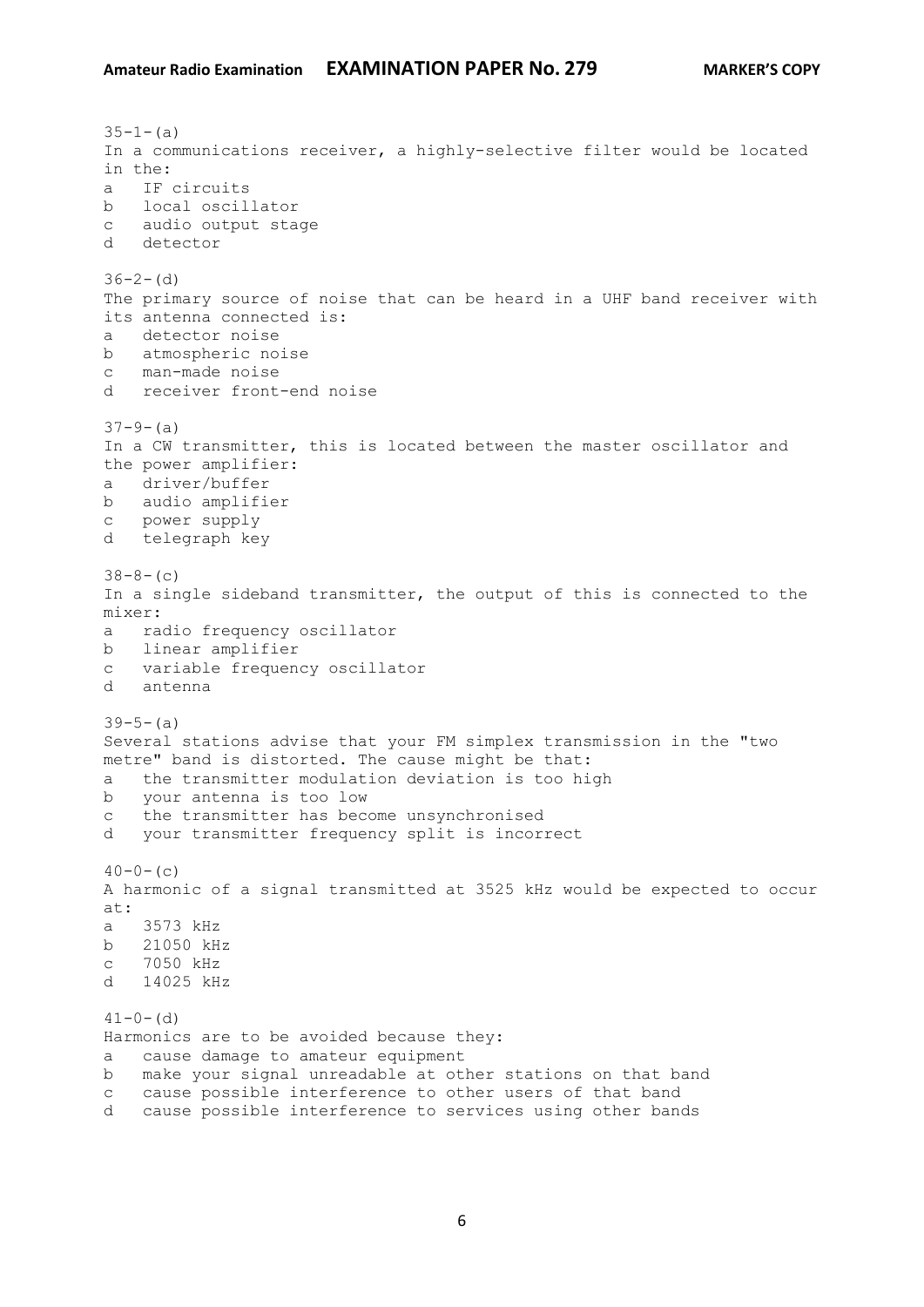35-1-(a)
In a communications receiver, a highly-selective filter would be located in the:
a   IF circuits
b   local oscillator
c   audio output stage
d   detector

36-2-(d)
The primary source of noise that can be heard in a UHF band receiver with its antenna connected is:
a   detector noise
b   atmospheric noise
c   man-made noise
d   receiver front-end noise

37-9-(a)
In a CW transmitter, this is located between the master oscillator and the power amplifier:
a   driver/buffer
b   audio amplifier
c   power supply
d   telegraph key

38-8-(c)
In a single sideband transmitter, the output of this is connected to the mixer:
a   radio frequency oscillator
b   linear amplifier
c   variable frequency oscillator
d   antenna

39-5-(a)
Several stations advise that your FM simplex transmission in the "two metre" band is distorted. The cause might be that:
a   the transmitter modulation deviation is too high
b   your antenna is too low
c   the transmitter has become unsynchronised
d   your transmitter frequency split is incorrect

40-0-(c)
A harmonic of a signal transmitted at 3525 kHz would be expected to occur at:
a   3573 kHz
b   21050 kHz
c   7050 kHz
d   14025 kHz

41-0-(d)
Harmonics are to be avoided because they:
a   cause damage to amateur equipment
b   make your signal unreadable at other stations on that band
c   cause possible interference to other users of that band
d   cause possible interference to services using other bands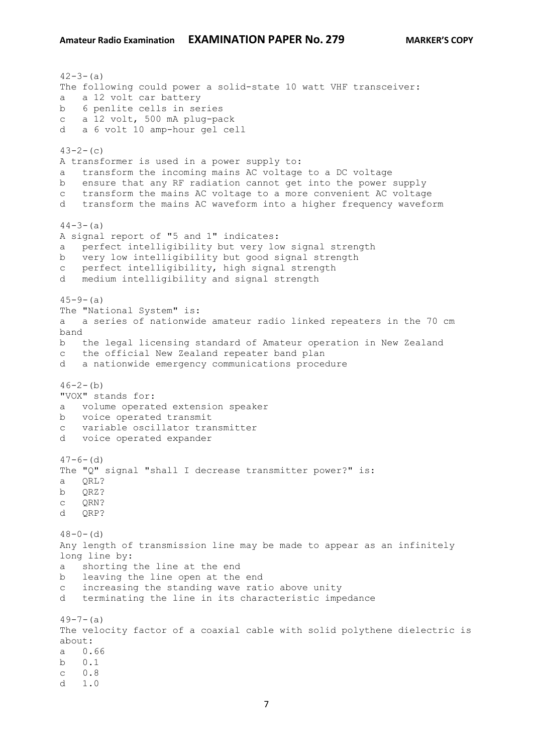42-3-(a)
The following could power a solid-state 10 watt VHF transceiver:
a   a 12 volt car battery
b   6 penlite cells in series
c   a 12 volt, 500 mA plug-pack
d   a 6 volt 10 amp-hour gel cell

43-2-(c)
A transformer is used in a power supply to:
a   transform the incoming mains AC voltage to a DC voltage
b   ensure that any RF radiation cannot get into the power supply
c   transform the mains AC voltage to a more convenient AC voltage
d   transform the mains AC waveform into a higher frequency waveform

44-3-(a)
A signal report of "5 and 1" indicates:
a   perfect intelligibility but very low signal strength
b   very low intelligibility but good signal strength
c   perfect intelligibility, high signal strength
d   medium intelligibility and signal strength

45-9-(a)
The "National System" is:
a   a series of nationwide amateur radio linked repeaters in the 70 cm band
b   the legal licensing standard of Amateur operation in New Zealand
c   the official New Zealand repeater band plan
d   a nationwide emergency communications procedure

46-2-(b)
"VOX" stands for:
a   volume operated extension speaker
b   voice operated transmit
c   variable oscillator transmitter
d   voice operated expander

47-6-(d)
The "Q" signal "shall I decrease transmitter power?" is:
a   QRL?
b   QRZ?
c   QRN?
d   QRP?

48-0-(d)
Any length of transmission line may be made to appear as an infinitely long line by:
a   shorting the line at the end
b   leaving the line open at the end
c   increasing the standing wave ratio above unity
d   terminating the line in its characteristic impedance

49-7-(a)
The velocity factor of a coaxial cable with solid polythene dielectric is about:
a   0.66
b   0.1
c   0.8
d   1.0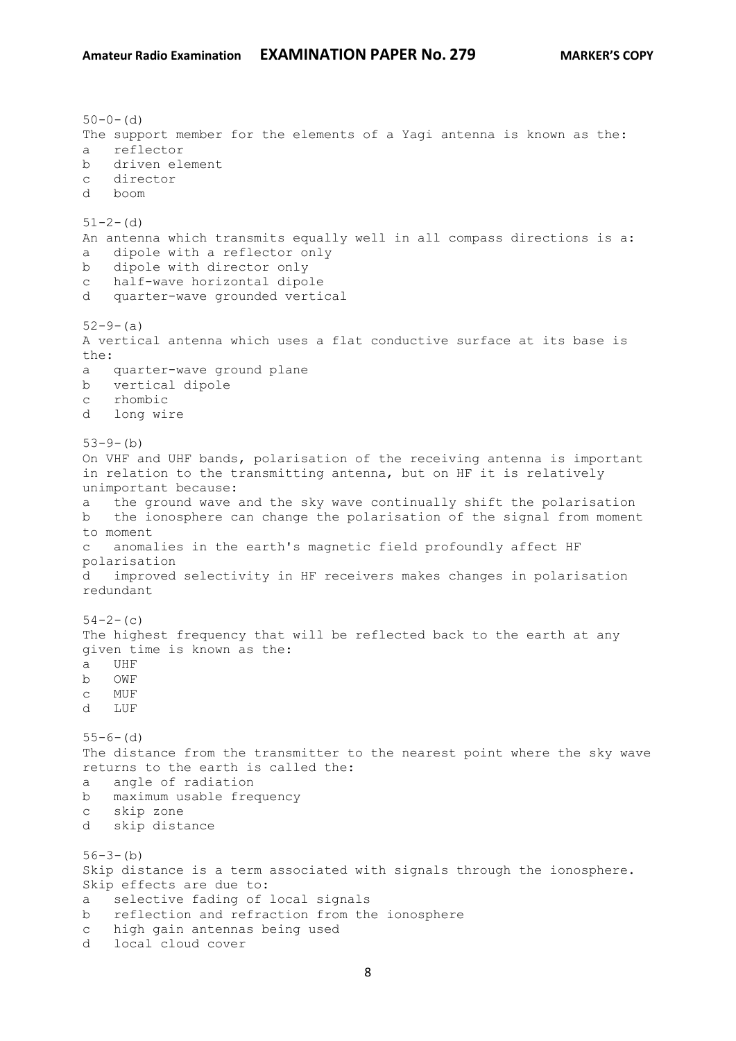50-0-(d)
The support member for the elements of a Yagi antenna is known as the:
a reflector
b driven element
c director
d boom

51-2-(d)
An antenna which transmits equally well in all compass directions is a:
a dipole with a reflector only
b dipole with director only
c half-wave horizontal dipole
d quarter-wave grounded vertical

52-9-(a)
A vertical antenna which uses a flat conductive surface at its base is the:
a quarter-wave ground plane
b vertical dipole
c rhombic
d long wire

53-9-(b)
On VHF and UHF bands, polarisation of the receiving antenna is important in relation to the transmitting antenna, but on HF it is relatively unimportant because:
a the ground wave and the sky wave continually shift the polarisation
b the ionosphere can change the polarisation of the signal from moment to moment
c anomalies in the earth's magnetic field profoundly affect HF polarisation
d improved selectivity in HF receivers makes changes in polarisation redundant

54-2-(c)
The highest frequency that will be reflected back to the earth at any given time is known as the:
a UHF
b OWF
c MUF
d LUF

55-6-(d)
The distance from the transmitter to the nearest point where the sky wave returns to the earth is called the:
a angle of radiation
b maximum usable frequency
c skip zone
d skip distance

56-3-(b)
Skip distance is a term associated with signals through the ionosphere. Skip effects are due to:
a selective fading of local signals
b reflection and refraction from the ionosphere
c high gain antennas being used
d local cloud cover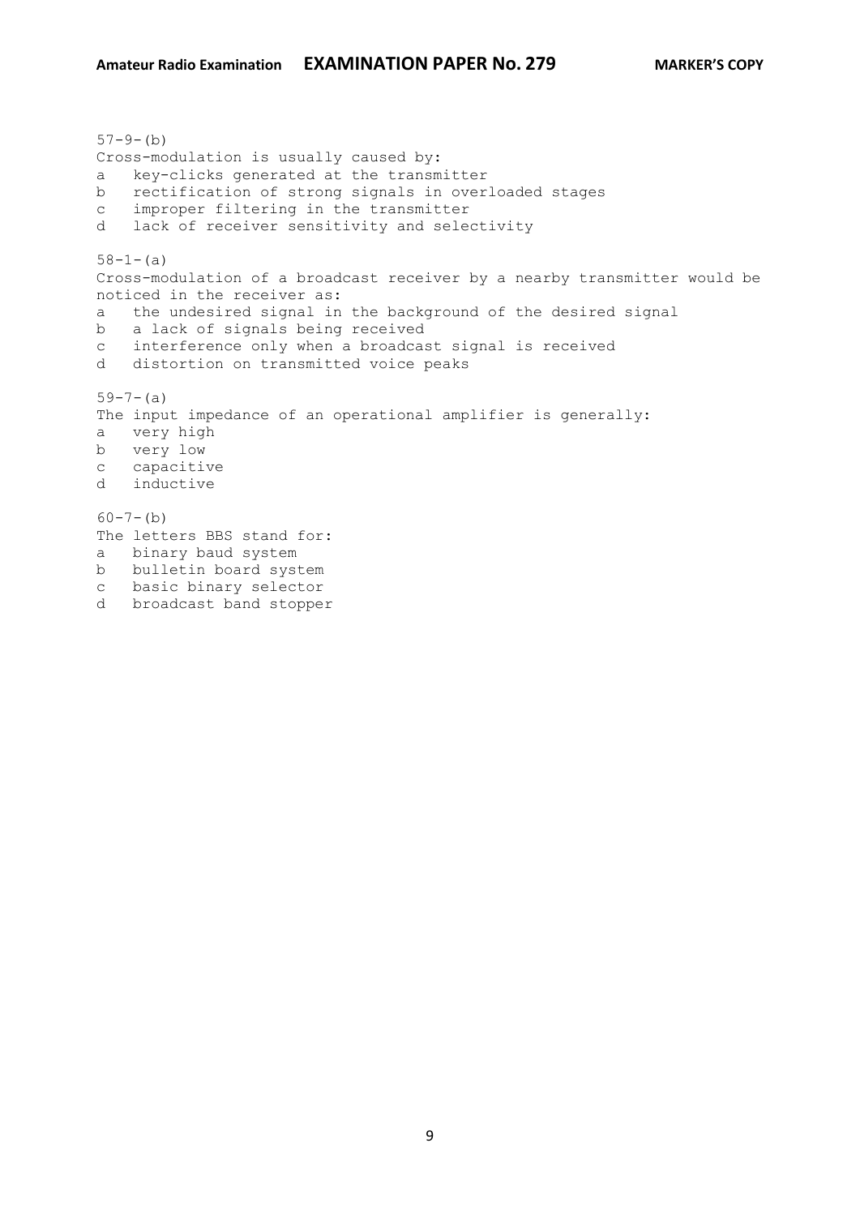57-9-(b)
Cross-modulation is usually caused by:
a key-clicks generated at the transmitter
b rectification of strong signals in overloaded stages
c improper filtering in the transmitter
d lack of receiver sensitivity and selectivity

58-1-(a)
Cross-modulation of a broadcast receiver by a nearby transmitter would be noticed in the receiver as:
a the undesired signal in the background of the desired signal
b a lack of signals being received
c interference only when a broadcast signal is received
d distortion on transmitted voice peaks

59-7-(a)
The input impedance of an operational amplifier is generally:
a very high
b very low
c capacitive
d inductive

60-7-(b)
The letters BBS stand for:
a binary baud system
b bulletin board system
c basic binary selector
d broadcast band stopper